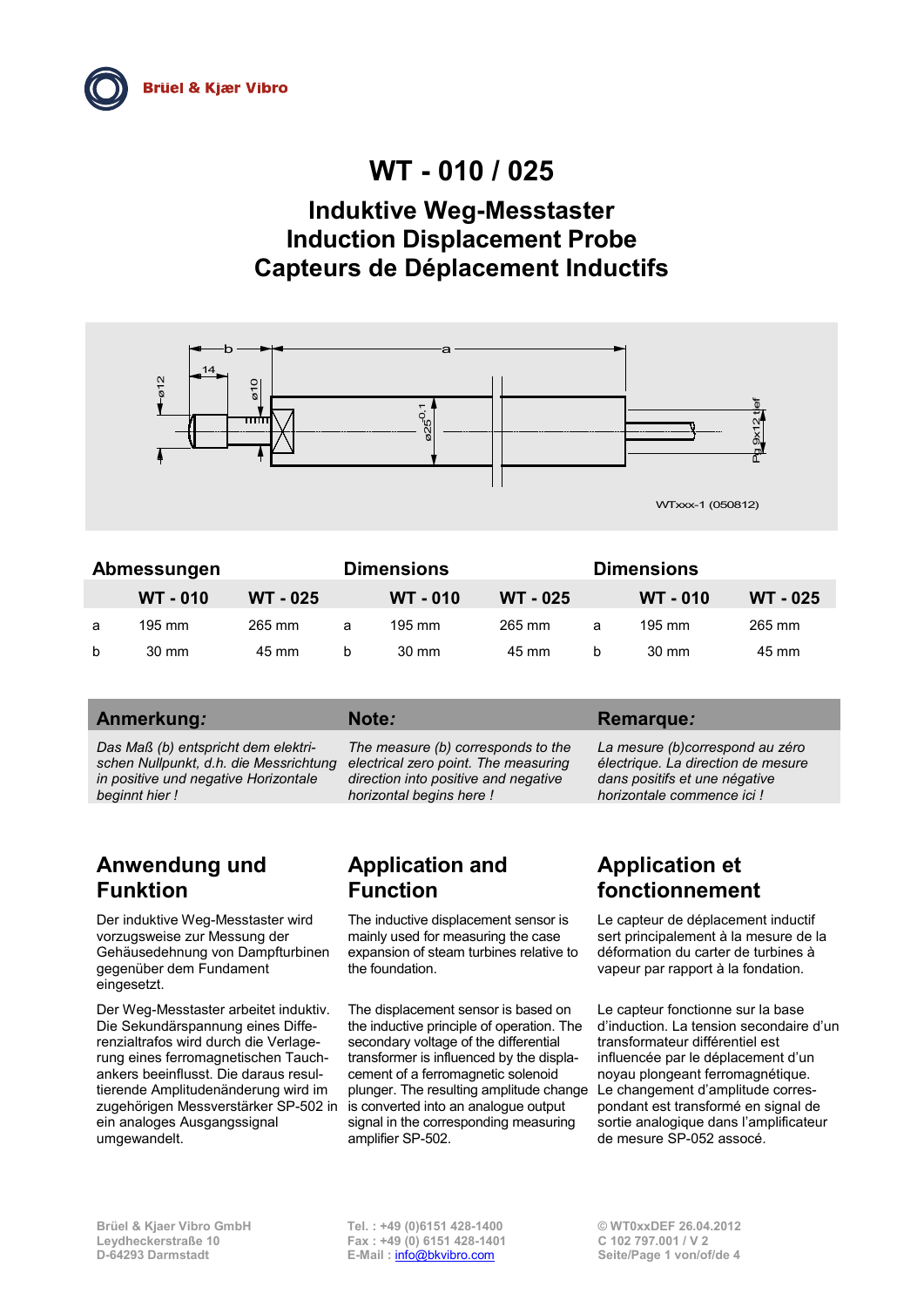Brüel & Kjær Vibro

# WT - 010 / 025

## Induktive Weg-Messtaster
## Induction Displacement Probe
## Capteurs de Déplacement Inductifs

WTxxx-1 (050812)

| Abmessungen | WT - 010 | WT - 025 | Dimensions | WT - 010 | WT - 025 | Dimensions | WT - 010 | WT - 025 |
|---|---|---|---|---|---|---|---|---|
| a | 195 mm | 265 mm | a | 195 mm | 265 mm | a | 195 mm | 265 mm |
| b | 30 mm | 45 mm | b | 30 mm | 45 mm | b | 30 mm | 45 mm |

**Anmerkung:**

*Das Maß (b) entspricht dem elektrischen Nullpunkt, d.h. die Messrichtung in positive und negative Horizontale beginnt hier !*

**Note:**

*The measure (b) corresponds to the electrical zero point. The measuring direction into positive and negative horizontal begins here !*

**Remarque:**

*La mesure (b)correspond au zéro électrique. La direction de mesure dans positifs et une négative horizontale commence ici !*

## Anwendung und Funktion

Der induktive Weg-Messtaster wird vorzugsweise zur Messung der Gehäusedehnung von Dampfturbinen gegenüber dem Fundament eingesetzt.

Der Weg-Messtaster arbeitet induktiv. Die Sekundärspannung eines Differenzialtrafos wird durch die Verlagerung eines ferromagnetischen Tauchankers beeinflusst. Die daraus resultierende Amplitudenänderung wird im zugehörigen Messverstärker SP-502 in ein analoges Ausgangssignal umgewandelt.

## Application and Function

The inductive displacement sensor is mainly used for measuring the case expansion of steam turbines relative to the foundation.

The displacement sensor is based on the inductive principle of operation. The secondary voltage of the differential transformer is influenced by the displacement of a ferromagnetic solenoid plunger. The resulting amplitude change is converted into an analogue output signal in the corresponding measuring amplifier SP-502.

## Application et fonctionnement

Le capteur de déplacement inductif sert principalement à la mesure de la déformation du carter de turbines à vapeur par rapport à la fondation.

Le capteur fonctionne sur la base d'induction. La tension secondaire d'un transformateur différentiel est influencée par le déplacement d'un noyau plongeant ferromagnétique. Le changement d'amplitude correspondant est transformé en signal de sortie analogique dans l'amplificateur de mesure SP-052 assocé.

Brüel & Kjaer Vibro GmbH
Leydheckerstraße 10
D-64293 Darmstadt

Tel. : +49 (0)6151 428-1400
Fax : +49 (0) 6151 428-1401
E-Mail : info@bkvibro.com

© WT0xxDEF 26.04.2012
C 102 797.001 / V 2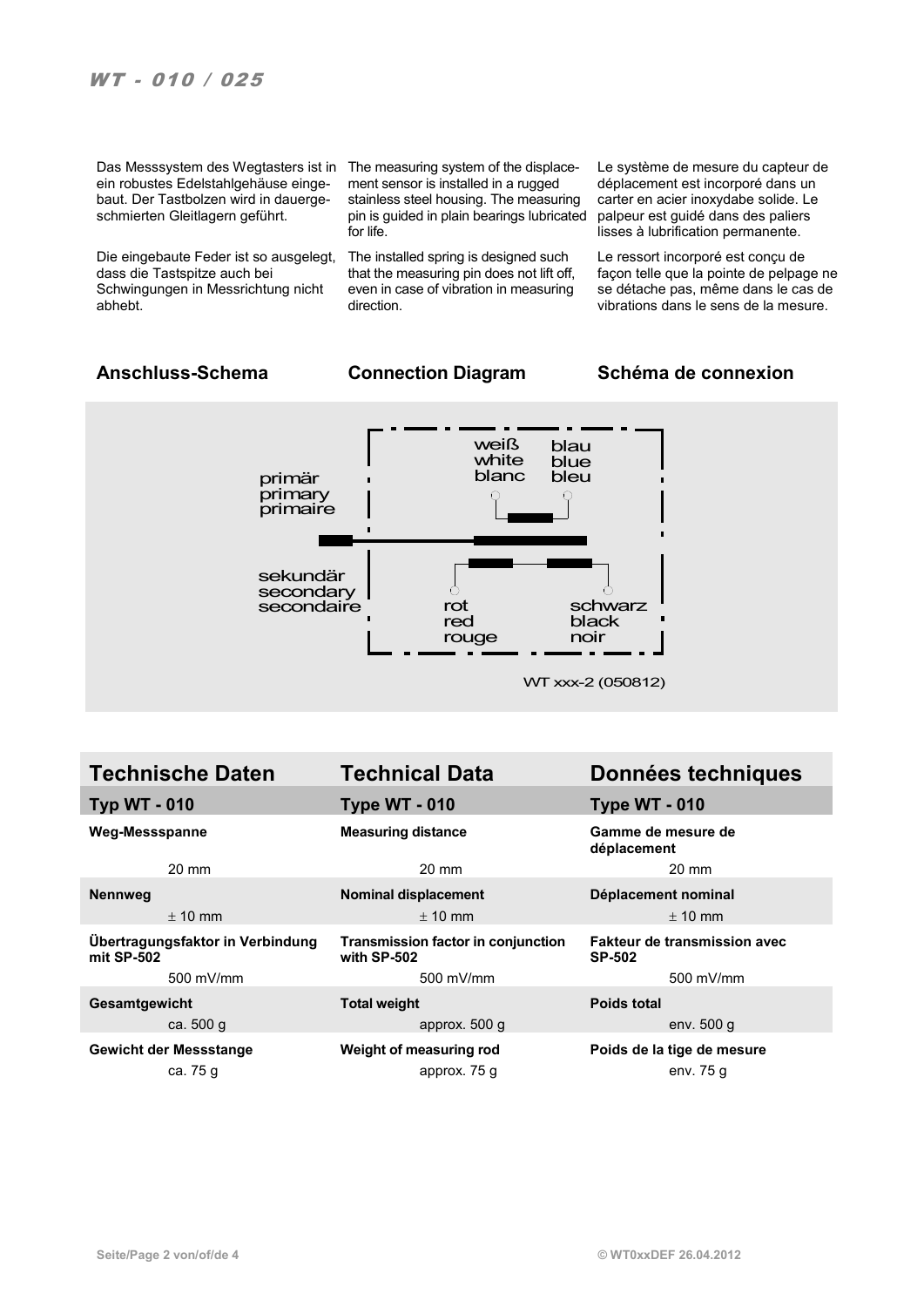Das Messsystem des Wegtasters ist in ein robustes Edelstahlgehäuse eingebaut. Der Tastbolzen wird in dauergeschmierten Gleitlagern geführt.

Die eingebaute Feder ist so ausgelegt, dass die Tastspitze auch bei Schwingungen in Messrichtung nicht abhebt.

The measuring system of the displacement sensor is installed in a rugged stainless steel housing. The measuring pin is guided in plain bearings lubricated for life.

The installed spring is designed such that the measuring pin does not lift off, even in case of vibration in measuring direction.

Le système de mesure du capteur de déplacement est incorporé dans un carter en acier inoxydabe solide. Le palpeur est guidé dans des paliers lisses à lubrification permanente.

Le ressort incorporé est conçu de façon telle que la pointe de pelpage ne se détache pas, même dans le cas de vibrations dans le sens de la mesure.

## Anschluss-Schema / Connection Diagram / Schéma de connexion

primär / primary / primaire: weiß / white / blanc; blau / blue / bleu

sekundär / secondary / secondaire: rot / red / rouge; schwarz / black / noir

WT xxx-2 (050812)

## Technische Daten / Technical Data / Données techniques

| Technische Daten | Technical Data | Données techniques |
|---|---|---|
| **Typ WT - 010** | **Type WT - 010** | **Type WT - 010** |
| **Weg-Messspanne** | **Measuring distance** | **Gamme de mesure de déplacement** |
| 20 mm | 20 mm | 20 mm |
| **Nennweg** | **Nominal displacement** | **Déplacement nominal** |
| ± 10 mm | ± 10 mm | ± 10 mm |
| **Übertragungsfaktor in Verbindung mit SP-502** | **Transmission factor in conjunction with SP-502** | **Fakteur de transmission avec SP-502** |
| 500 mV/mm | 500 mV/mm | 500 mV/mm |
| **Gesamtgewicht** | **Total weight** | **Poids total** |
| ca. 500 g | approx. 500 g | env. 500 g |
| **Gewicht der Messstange** | **Weight of measuring rod** | **Poids de la tige de mesure** |
| ca. 75 g | approx. 75 g | env. 75 g |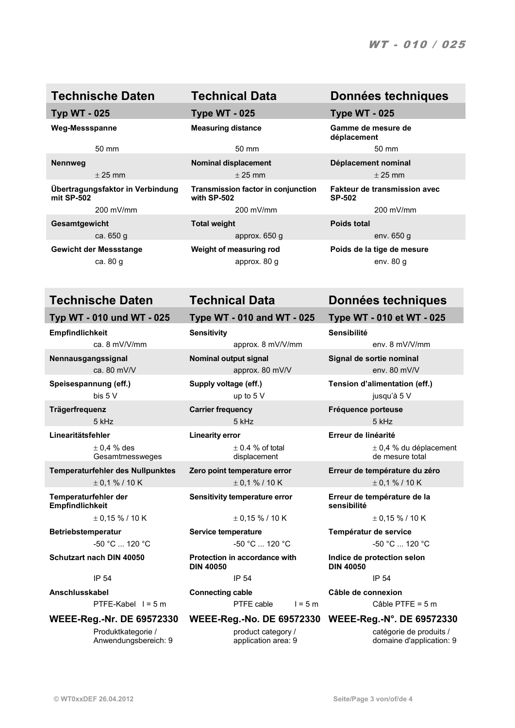| Technische Daten | Technical Data | Données techniques |
|---|---|---|
| **Typ WT - 025** | **Type WT - 025** | **Type WT - 025** |
| **Weg-Messspanne** | **Measuring distance** | **Gamme de mesure de déplacement** |
| 50 mm | 50 mm | 50 mm |
| **Nennweg** | **Nominal displacement** | **Déplacement nominal** |
| ± 25 mm | ± 25 mm | ± 25 mm |
| **Übertragungsfaktor in Verbindung mit SP-502** | **Transmission factor in conjunction with SP-502** | **Fakteur de transmission avec SP-502** |
| 200 mV/mm | 200 mV/mm | 200 mV/mm |
| **Gesamtgewicht** | **Total weight** | **Poids total** |
| ca. 650 g | approx. 650 g | env. 650 g |
| **Gewicht der Messstange** | **Weight of measuring rod** | **Poids de la tige de mesure** |
| ca. 80 g | approx. 80 g | env. 80 g |

| Technische Daten | Technical Data | Données techniques |
|---|---|---|
| **Typ WT - 010 und WT - 025** | **Type WT - 010 and WT - 025** | **Type WT - 010 et WT - 025** |
| **Empfindlichkeit** | **Sensitivity** | **Sensibilité** |
| ca. 8 mV/V/mm | approx. 8 mV/V/mm | env. 8 mV/V/mm |
| **Nennausgangssignal** | **Nominal output signal** | **Signal de sortie nominal** |
| ca. 80 mV/V | approx. 80 mV/V | env. 80 mV/V |
| **Speisespannung (eff.)** | **Supply voltage (eff.)** | **Tension d'alimentation (eff.)** |
| bis 5 V | up to 5 V | jusqu'à 5 V |
| **Trägerfrequenz** | **Carrier frequency** | **Fréquence porteuse** |
| 5 kHz | 5 kHz | 5 kHz |
| **Linearitätsfehler** | **Linearity error** | **Erreur de linéarité** |
| ± 0,4 % des Gesamtmessweges | ± 0.4 % of total displacement | ± 0,4 % du déplacement de mesure total |
| **Temperaturfehler des Nullpunktes** | **Zero point temperature error** | **Erreur de température du zéro** |
| ± 0,1 % / 10 K | ± 0,1 % / 10 K | ± 0,1 % / 10 K |
| **Temperaturfehler der Empfindlichkeit** | **Sensitivity temperature error** | **Erreur de température de la sensibilité** |
| ± 0,15 % / 10 K | ± 0,15 % / 10 K | ± 0,15 % / 10 K |
| **Betriebstemperatur** | **Service temperature** | **Températur de service** |
| -50 °C ... 120 °C | -50 °C ... 120 °C | -50 °C ... 120 °C |
| **Schutzart nach DIN 40050** | **Protection in accordance with DIN 40050** | **Indice de protection selon DIN 40050** |
| IP 54 | IP 54 | IP 54 |
| **Anschlusskabel** | **Connecting cable** | **Câble de connexion** |
| PTFE-Kabel l = 5 m | PTFE cable l = 5 m | Câble PTFE = 5 m |
| **WEEE-Reg.-Nr. DE 69572330** | **WEEE-Reg.-No. DE 69572330** | **WEEE-Reg.-N°. DE 69572330** |
| Produktkategorie / Anwendungsbereich: 9 | product category / application area: 9 | catégorie de produits / domaine d'application: 9 |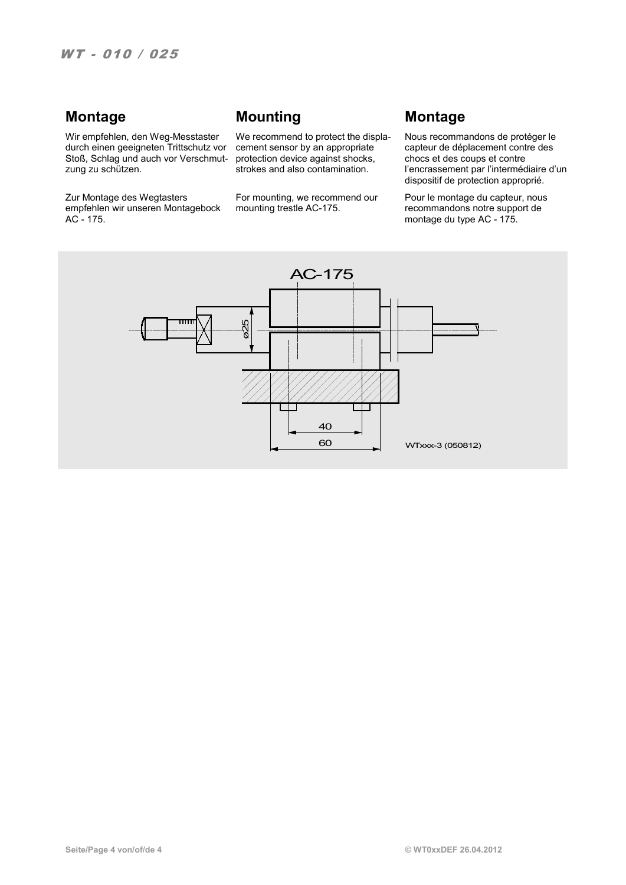## Montage

Wir empfehlen, den Weg-Messtaster durch einen geeigneten Trittschutz vor Stoß, Schlag und auch vor Verschmutzung zu schützen.

Zur Montage des Wegtasters empfehlen wir unseren Montagebock AC - 175.

## Mounting

We recommend to protect the displacement sensor by an appropriate protection device against shocks, strokes and also contamination.

For mounting, we recommend our mounting trestle AC-175.

## Montage

Nous recommandons de protéger le capteur de déplacement contre des chocs et des coups et contre l'encrassement par l'intermédiaire d'un dispositif de protection approprié.

Pour le montage du capteur, nous recommandons notre support de montage du type AC - 175.

AC-175

ø25

40

60

WTxxx-3 (050812)